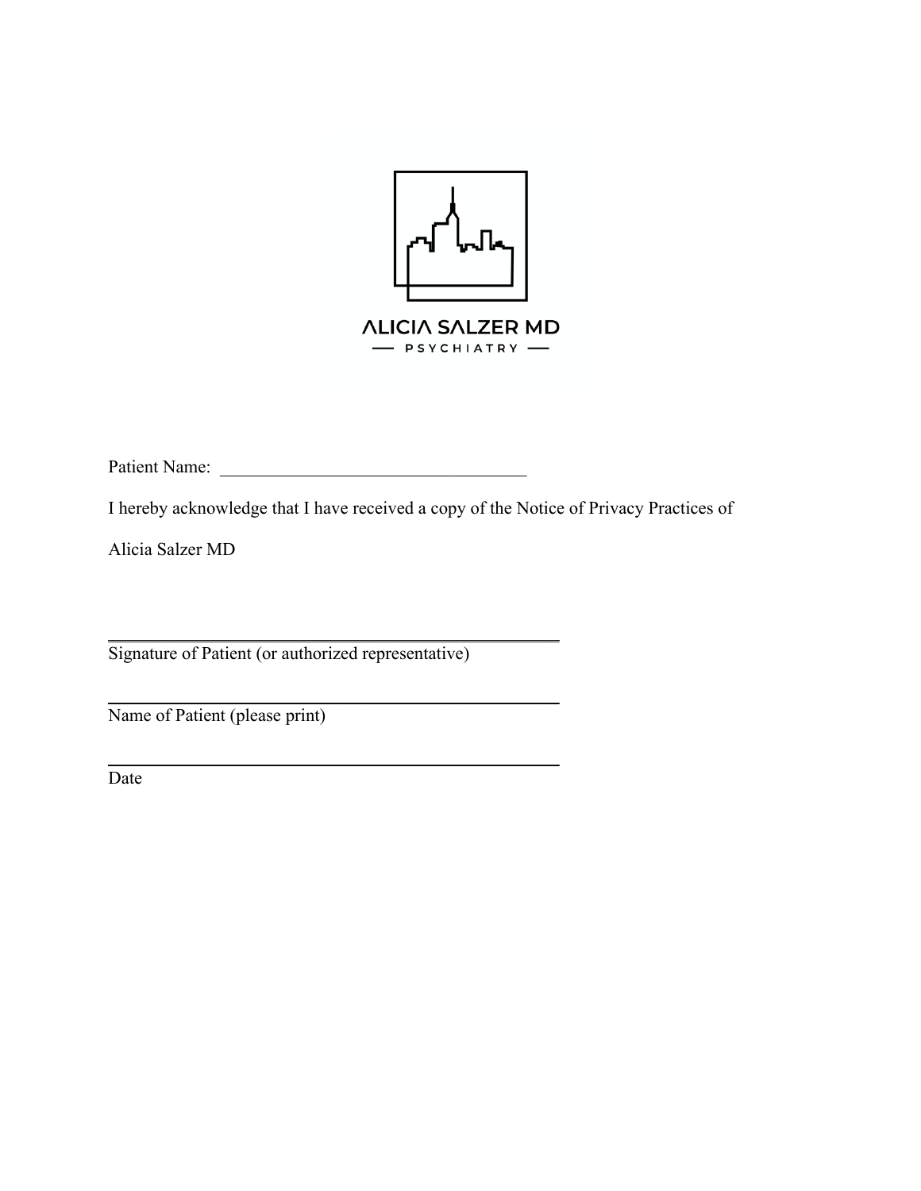ALICIA SALZER MD

— PSYCHIATRY —

Patient Name: ___________________________________

I hereby acknowledge that I have received a copy of the Notice of Privacy Practices of

Alicia Salzer MD

___________________________________________________

Signature of Patient (or authorized representative)

___________________________________________________

Name of Patient (please print)

___________________________________________________

Date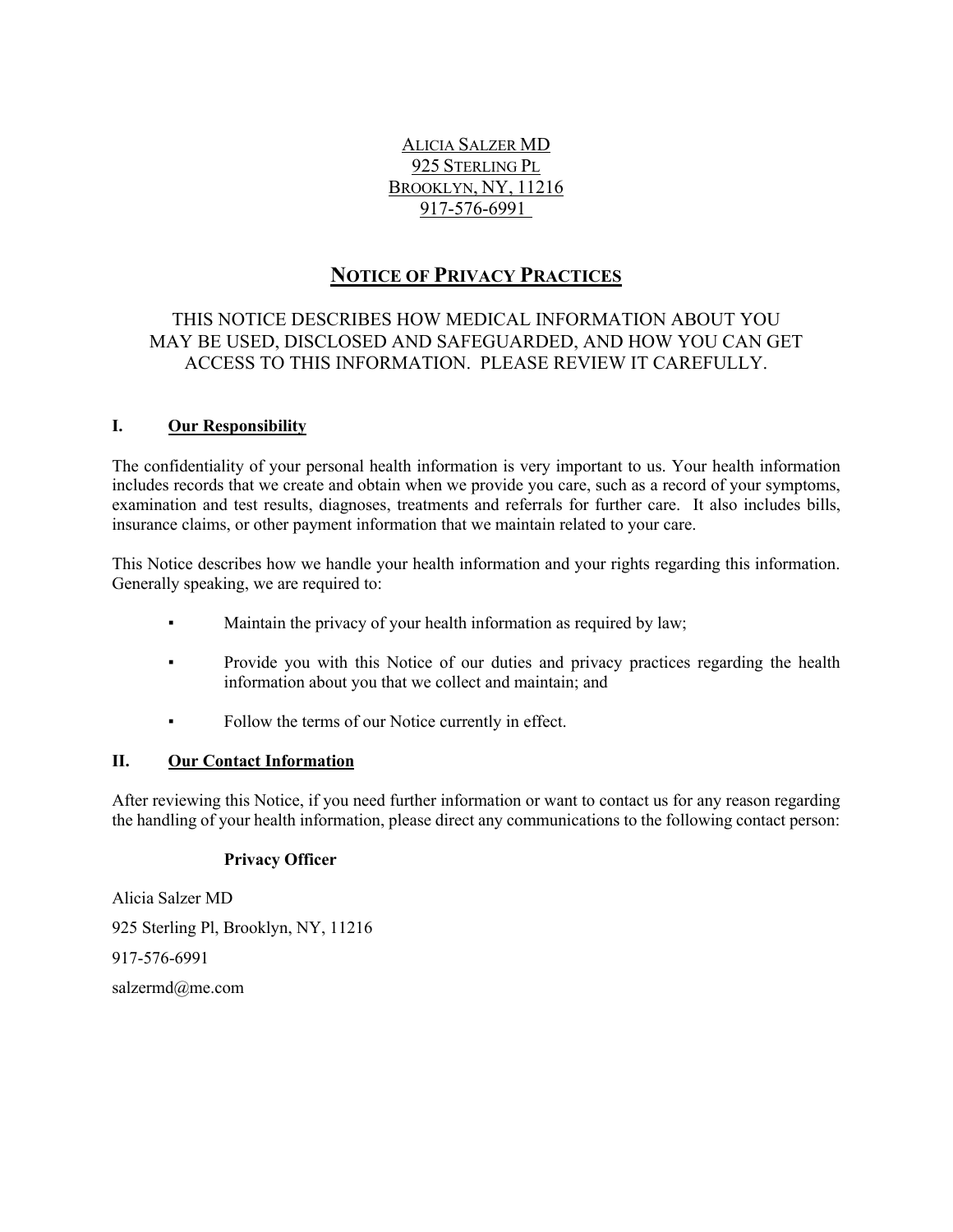ALICIA SALZER MD
925 STERLING PL
BROOKLYN, NY, 11216
917-576-6991

# NOTICE OF PRIVACY PRACTICES

THIS NOTICE DESCRIBES HOW MEDICAL INFORMATION ABOUT YOU MAY BE USED, DISCLOSED AND SAFEGUARDED, AND HOW YOU CAN GET ACCESS TO THIS INFORMATION. PLEASE REVIEW IT CAREFULLY.

## I. Our Responsibility

The confidentiality of your personal health information is very important to us. Your health information includes records that we create and obtain when we provide you care, such as a record of your symptoms, examination and test results, diagnoses, treatments and referrals for further care. It also includes bills, insurance claims, or other payment information that we maintain related to your care.

This Notice describes how we handle your health information and your rights regarding this information. Generally speaking, we are required to:

- Maintain the privacy of your health information as required by law;
- Provide you with this Notice of our duties and privacy practices regarding the health information about you that we collect and maintain; and
- Follow the terms of our Notice currently in effect.

## II. Our Contact Information

After reviewing this Notice, if you need further information or want to contact us for any reason regarding the handling of your health information, please direct any communications to the following contact person:

**Privacy Officer**

Alicia Salzer MD

925 Sterling Pl, Brooklyn, NY, 11216

917-576-6991

salzermd@me.com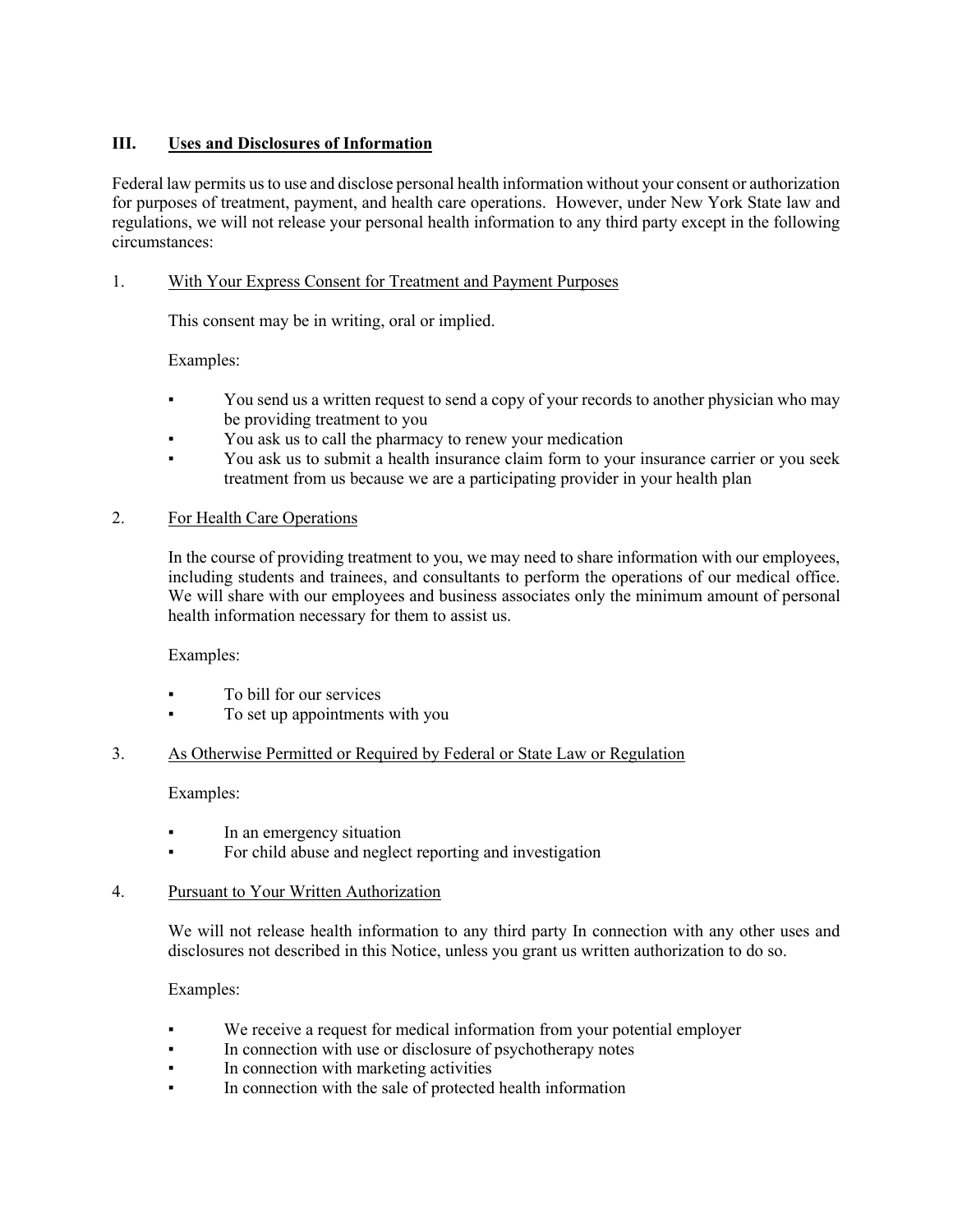## III. Uses and Disclosures of Information

Federal law permits us to use and disclose personal health information without your consent or authorization for purposes of treatment, payment, and health care operations. However, under New York State law and regulations, we will not release your personal health information to any third party except in the following circumstances:

1. <u>With Your Express Consent for Treatment and Payment Purposes</u>

   This consent may be in writing, oral or implied.

   Examples:

   - You send us a written request to send a copy of your records to another physician who may be providing treatment to you
   - You ask us to call the pharmacy to renew your medication
   - You ask us to submit a health insurance claim form to your insurance carrier or you seek treatment from us because we are a participating provider in your health plan

2. <u>For Health Care Operations</u>

   In the course of providing treatment to you, we may need to share information with our employees, including students and trainees, and consultants to perform the operations of our medical office. We will share with our employees and business associates only the minimum amount of personal health information necessary for them to assist us.

   Examples:

   - To bill for our services
   - To set up appointments with you

3. <u>As Otherwise Permitted or Required by Federal or State Law or Regulation</u>

   Examples:

   - In an emergency situation
   - For child abuse and neglect reporting and investigation

4. <u>Pursuant to Your Written Authorization</u>

   We will not release health information to any third party In connection with any other uses and disclosures not described in this Notice, unless you grant us written authorization to do so.

   Examples:

   - We receive a request for medical information from your potential employer
   - In connection with use or disclosure of psychotherapy notes
   - In connection with marketing activities
   - In connection with the sale of protected health information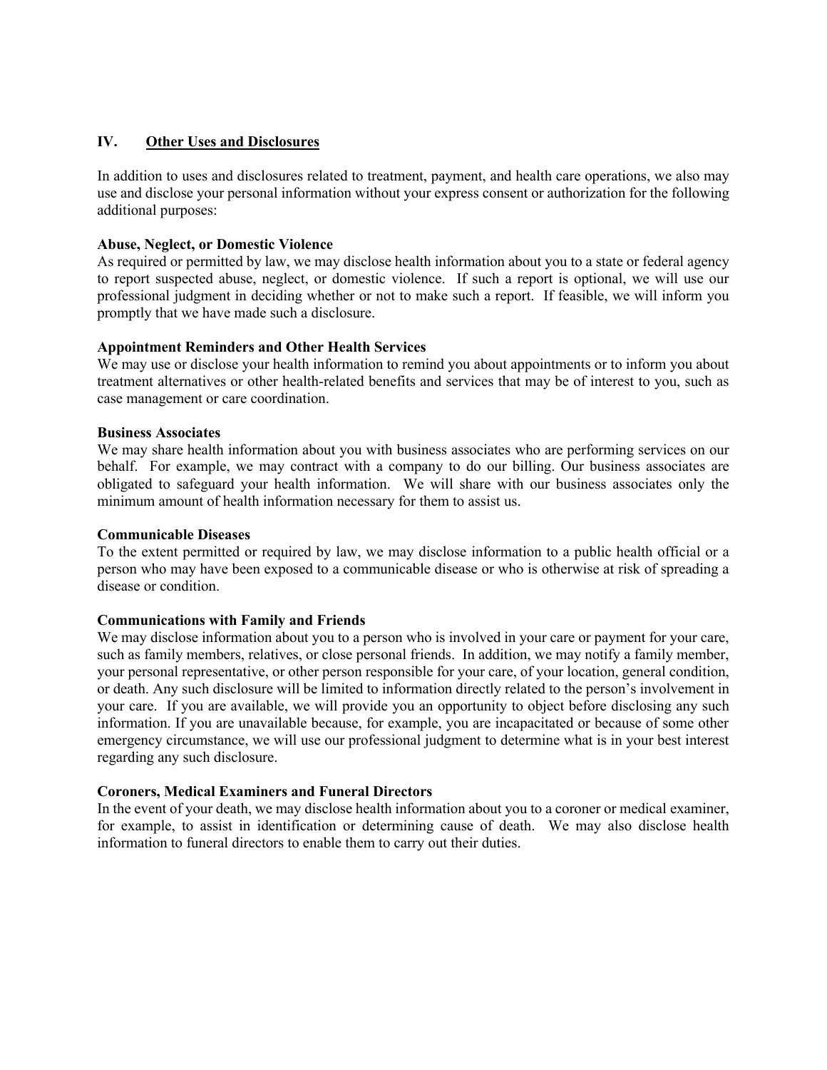## IV. Other Uses and Disclosures

In addition to uses and disclosures related to treatment, payment, and health care operations, we also may use and disclose your personal information without your express consent or authorization for the following additional purposes:

**Abuse, Neglect, or Domestic Violence**
As required or permitted by law, we may disclose health information about you to a state or federal agency to report suspected abuse, neglect, or domestic violence. If such a report is optional, we will use our professional judgment in deciding whether or not to make such a report. If feasible, we will inform you promptly that we have made such a disclosure.

**Appointment Reminders and Other Health Services**
We may use or disclose your health information to remind you about appointments or to inform you about treatment alternatives or other health-related benefits and services that may be of interest to you, such as case management or care coordination.

**Business Associates**
We may share health information about you with business associates who are performing services on our behalf. For example, we may contract with a company to do our billing. Our business associates are obligated to safeguard your health information. We will share with our business associates only the minimum amount of health information necessary for them to assist us.

**Communicable Diseases**
To the extent permitted or required by law, we may disclose information to a public health official or a person who may have been exposed to a communicable disease or who is otherwise at risk of spreading a disease or condition.

**Communications with Family and Friends**
We may disclose information about you to a person who is involved in your care or payment for your care, such as family members, relatives, or close personal friends. In addition, we may notify a family member, your personal representative, or other person responsible for your care, of your location, general condition, or death. Any such disclosure will be limited to information directly related to the person's involvement in your care. If you are available, we will provide you an opportunity to object before disclosing any such information. If you are unavailable because, for example, you are incapacitated or because of some other emergency circumstance, we will use our professional judgment to determine what is in your best interest regarding any such disclosure.

**Coroners, Medical Examiners and Funeral Directors**
In the event of your death, we may disclose health information about you to a coroner or medical examiner, for example, to assist in identification or determining cause of death. We may also disclose health information to funeral directors to enable them to carry out their duties.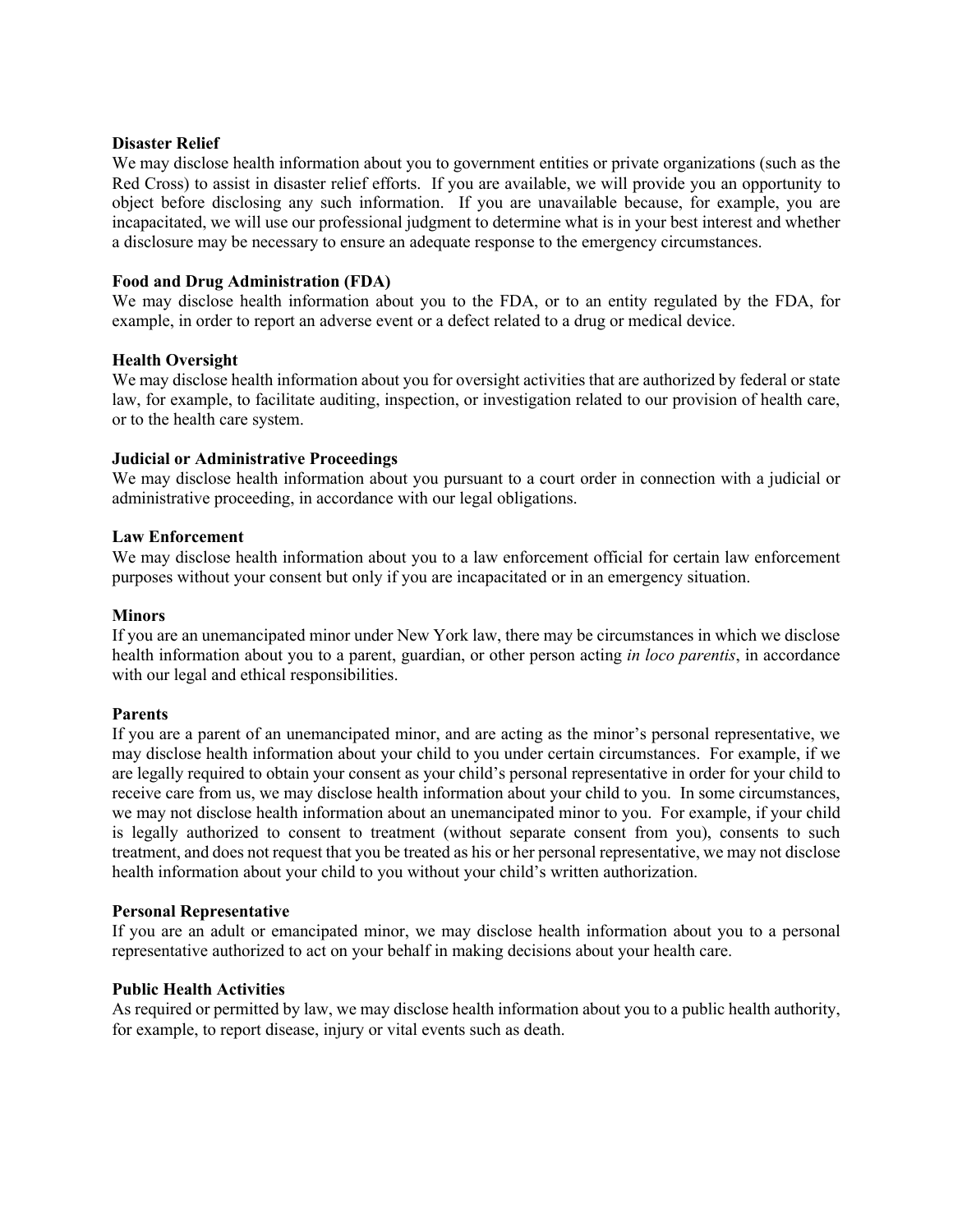**Disaster Relief**
We may disclose health information about you to government entities or private organizations (such as the Red Cross) to assist in disaster relief efforts. If you are available, we will provide you an opportunity to object before disclosing any such information. If you are unavailable because, for example, you are incapacitated, we will use our professional judgment to determine what is in your best interest and whether a disclosure may be necessary to ensure an adequate response to the emergency circumstances.

**Food and Drug Administration (FDA)**
We may disclose health information about you to the FDA, or to an entity regulated by the FDA, for example, in order to report an adverse event or a defect related to a drug or medical device.

**Health Oversight**
We may disclose health information about you for oversight activities that are authorized by federal or state law, for example, to facilitate auditing, inspection, or investigation related to our provision of health care, or to the health care system.

**Judicial or Administrative Proceedings**
We may disclose health information about you pursuant to a court order in connection with a judicial or administrative proceeding, in accordance with our legal obligations.

**Law Enforcement**
We may disclose health information about you to a law enforcement official for certain law enforcement purposes without your consent but only if you are incapacitated or in an emergency situation.

**Minors**
If you are an unemancipated minor under New York law, there may be circumstances in which we disclose health information about you to a parent, guardian, or other person acting *in loco parentis*, in accordance with our legal and ethical responsibilities.

**Parents**
If you are a parent of an unemancipated minor, and are acting as the minor's personal representative, we may disclose health information about your child to you under certain circumstances. For example, if we are legally required to obtain your consent as your child's personal representative in order for your child to receive care from us, we may disclose health information about your child to you. In some circumstances, we may not disclose health information about an unemancipated minor to you. For example, if your child is legally authorized to consent to treatment (without separate consent from you), consents to such treatment, and does not request that you be treated as his or her personal representative, we may not disclose health information about your child to you without your child's written authorization.

**Personal Representative**
If you are an adult or emancipated minor, we may disclose health information about you to a personal representative authorized to act on your behalf in making decisions about your health care.

**Public Health Activities**
As required or permitted by law, we may disclose health information about you to a public health authority, for example, to report disease, injury or vital events such as death.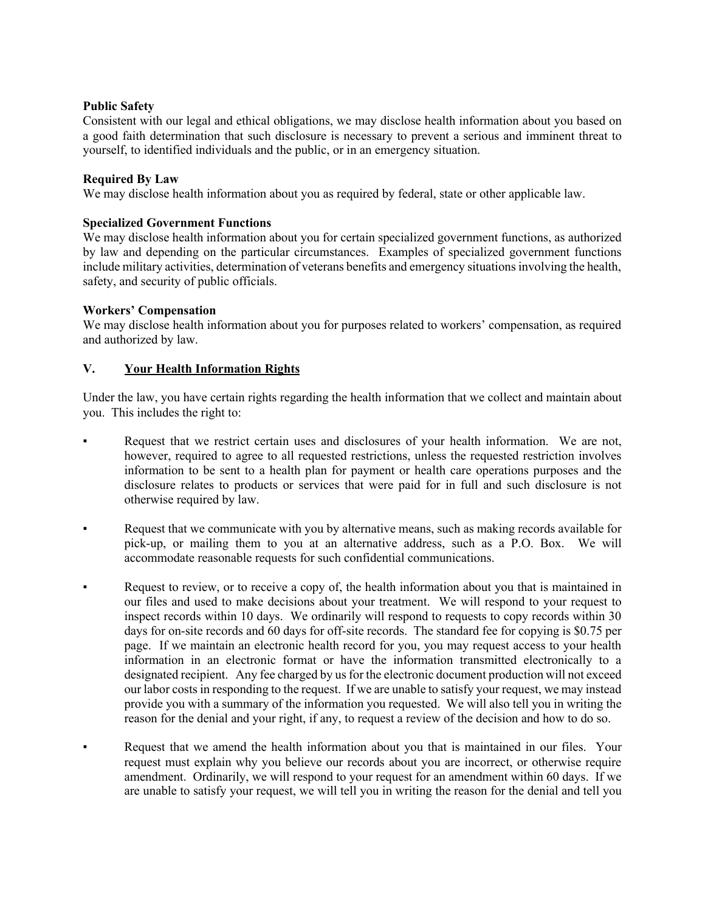**Public Safety**
Consistent with our legal and ethical obligations, we may disclose health information about you based on a good faith determination that such disclosure is necessary to prevent a serious and imminent threat to yourself, to identified individuals and the public, or in an emergency situation.

**Required By Law**
We may disclose health information about you as required by federal, state or other applicable law.

**Specialized Government Functions**
We may disclose health information about you for certain specialized government functions, as authorized by law and depending on the particular circumstances. Examples of specialized government functions include military activities, determination of veterans benefits and emergency situations involving the health, safety, and security of public officials.

**Workers' Compensation**
We may disclose health information about you for purposes related to workers' compensation, as required and authorized by law.

## V. Your Health Information Rights

Under the law, you have certain rights regarding the health information that we collect and maintain about you. This includes the right to:

- Request that we restrict certain uses and disclosures of your health information. We are not, however, required to agree to all requested restrictions, unless the requested restriction involves information to be sent to a health plan for payment or health care operations purposes and the disclosure relates to products or services that were paid for in full and such disclosure is not otherwise required by law.

- Request that we communicate with you by alternative means, such as making records available for pick-up, or mailing them to you at an alternative address, such as a P.O. Box. We will accommodate reasonable requests for such confidential communications.

- Request to review, or to receive a copy of, the health information about you that is maintained in our files and used to make decisions about your treatment. We will respond to your request to inspect records within 10 days. We ordinarily will respond to requests to copy records within 30 days for on-site records and 60 days for off-site records. The standard fee for copying is $0.75 per page. If we maintain an electronic health record for you, you may request access to your health information in an electronic format or have the information transmitted electronically to a designated recipient. Any fee charged by us for the electronic document production will not exceed our labor costs in responding to the request. If we are unable to satisfy your request, we may instead provide you with a summary of the information you requested. We will also tell you in writing the reason for the denial and your right, if any, to request a review of the decision and how to do so.

- Request that we amend the health information about you that is maintained in our files. Your request must explain why you believe our records about you are incorrect, or otherwise require amendment. Ordinarily, we will respond to your request for an amendment within 60 days. If we are unable to satisfy your request, we will tell you in writing the reason for the denial and tell you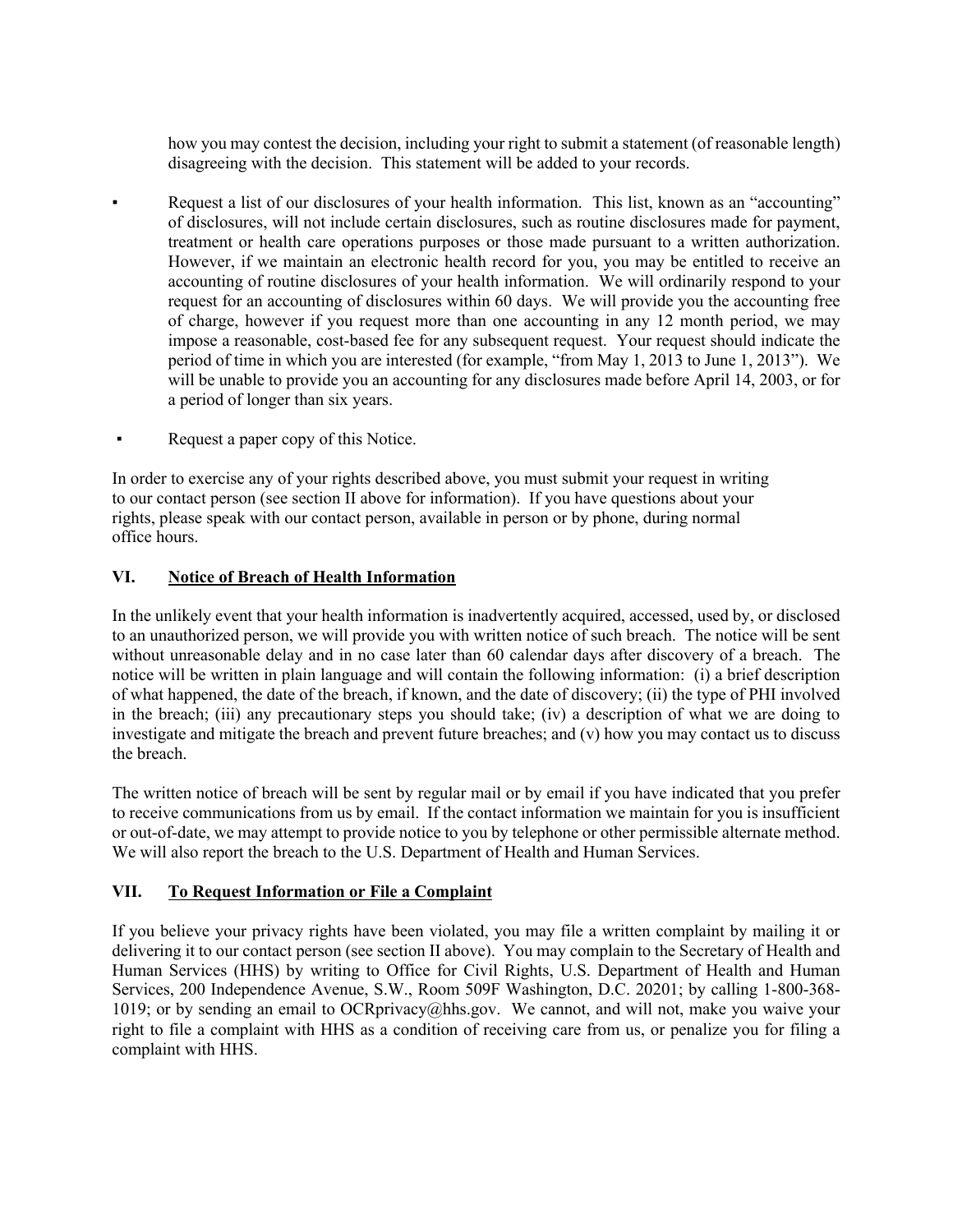how you may contest the decision, including your right to submit a statement (of reasonable length) disagreeing with the decision. This statement will be added to your records.

- Request a list of our disclosures of your health information. This list, known as an "accounting" of disclosures, will not include certain disclosures, such as routine disclosures made for payment, treatment or health care operations purposes or those made pursuant to a written authorization. However, if we maintain an electronic health record for you, you may be entitled to receive an accounting of routine disclosures of your health information. We will ordinarily respond to your request for an accounting of disclosures within 60 days. We will provide you the accounting free of charge, however if you request more than one accounting in any 12 month period, we may impose a reasonable, cost-based fee for any subsequent request. Your request should indicate the period of time in which you are interested (for example, "from May 1, 2013 to June 1, 2013"). We will be unable to provide you an accounting for any disclosures made before April 14, 2003, or for a period of longer than six years.

- Request a paper copy of this Notice.

In order to exercise any of your rights described above, you must submit your request in writing to our contact person (see section II above for information). If you have questions about your rights, please speak with our contact person, available in person or by phone, during normal office hours.

## VI. Notice of Breach of Health Information

In the unlikely event that your health information is inadvertently acquired, accessed, used by, or disclosed to an unauthorized person, we will provide you with written notice of such breach. The notice will be sent without unreasonable delay and in no case later than 60 calendar days after discovery of a breach. The notice will be written in plain language and will contain the following information: (i) a brief description of what happened, the date of the breach, if known, and the date of discovery; (ii) the type of PHI involved in the breach; (iii) any precautionary steps you should take; (iv) a description of what we are doing to investigate and mitigate the breach and prevent future breaches; and (v) how you may contact us to discuss the breach.

The written notice of breach will be sent by regular mail or by email if you have indicated that you prefer to receive communications from us by email. If the contact information we maintain for you is insufficient or out-of-date, we may attempt to provide notice to you by telephone or other permissible alternate method. We will also report the breach to the U.S. Department of Health and Human Services.

## VII. To Request Information or File a Complaint

If you believe your privacy rights have been violated, you may file a written complaint by mailing it or delivering it to our contact person (see section II above). You may complain to the Secretary of Health and Human Services (HHS) by writing to Office for Civil Rights, U.S. Department of Health and Human Services, 200 Independence Avenue, S.W., Room 509F Washington, D.C. 20201; by calling 1-800-368-1019; or by sending an email to OCRprivacy@hhs.gov. We cannot, and will not, make you waive your right to file a complaint with HHS as a condition of receiving care from us, or penalize you for filing a complaint with HHS.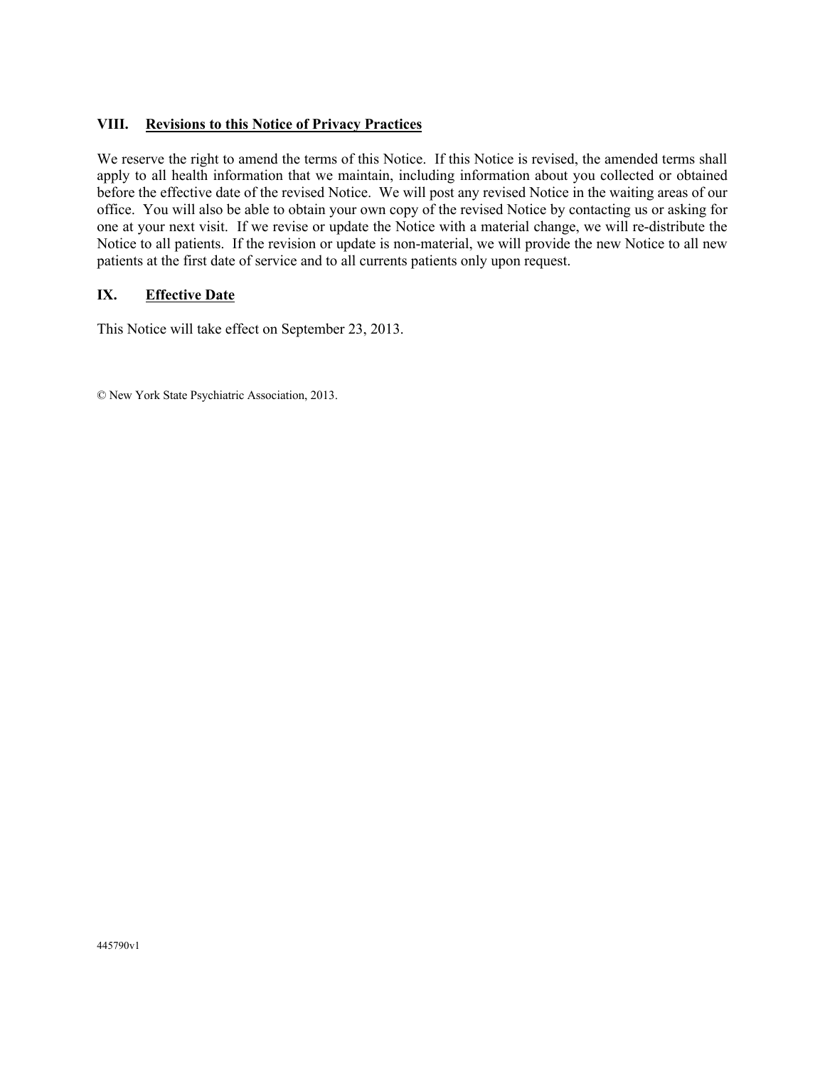## VIII. Revisions to this Notice of Privacy Practices

We reserve the right to amend the terms of this Notice. If this Notice is revised, the amended terms shall apply to all health information that we maintain, including information about you collected or obtained before the effective date of the revised Notice. We will post any revised Notice in the waiting areas of our office. You will also be able to obtain your own copy of the revised Notice by contacting us or asking for one at your next visit. If we revise or update the Notice with a material change, we will re-distribute the Notice to all patients. If the revision or update is non-material, we will provide the new Notice to all new patients at the first date of service and to all currents patients only upon request.

## IX. Effective Date

This Notice will take effect on September 23, 2013.

© New York State Psychiatric Association, 2013.

445790v1